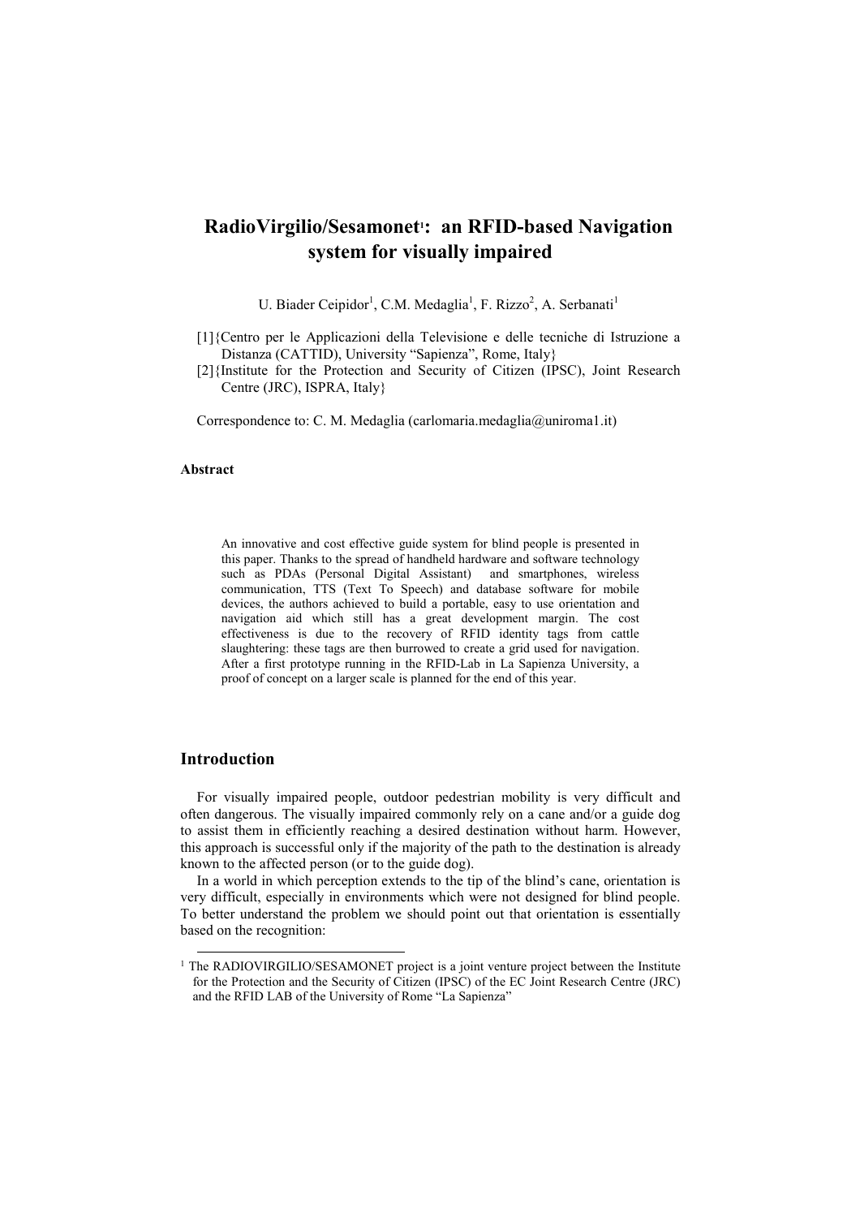# RadioVirgilio/Sesamonet[1]: an RFID-based Navigation system for visually impaired

U. Biader Ceipidor[1], C.M. Medaglia[1], F. Rizzo[2], A. Serbanati[1]

[1]{Centro per le Applicazioni della Televisione e delle tecniche di Istruzione a Distanza (CATTID), University "Sapienza", Rome, Italy}

[2]{Institute for the Protection and Security of Citizen (IPSC), Joint Research Centre (JRC), ISPRA, Italy}

Correspondence to: C. M. Medaglia (carlomaria.medaglia@uniroma1.it)

**Abstract**

An innovative and cost effective guide system for blind people is presented in this paper. Thanks to the spread of handheld hardware and software technology such as PDAs (Personal Digital Assistant) and smartphones, wireless communication, TTS (Text To Speech) and database software for mobile devices, the authors achieved to build a portable, easy to use orientation and navigation aid which still has a great development margin. The cost effectiveness is due to the recovery of RFID identity tags from cattle slaughtering: these tags are then burrowed to create a grid used for navigation. After a first prototype running in the RFID-Lab in La Sapienza University, a proof of concept on a larger scale is planned for the end of this year.

## Introduction

For visually impaired people, outdoor pedestrian mobility is very difficult and often dangerous. The visually impaired commonly rely on a cane and/or a guide dog to assist them in efficiently reaching a desired destination without harm. However, this approach is successful only if the majority of the path to the destination is already known to the affected person (or to the guide dog).

In a world in which perception extends to the tip of the blind's cane, orientation is very difficult, especially in environments which were not designed for blind people. To better understand the problem we should point out that orientation is essentially based on the recognition:

[1] The RADIOVIRGILIO/SESAMONET project is a joint venture project between the Institute for the Protection and the Security of Citizen (IPSC) of the EC Joint Research Centre (JRC) and the RFID LAB of the University of Rome "La Sapienza"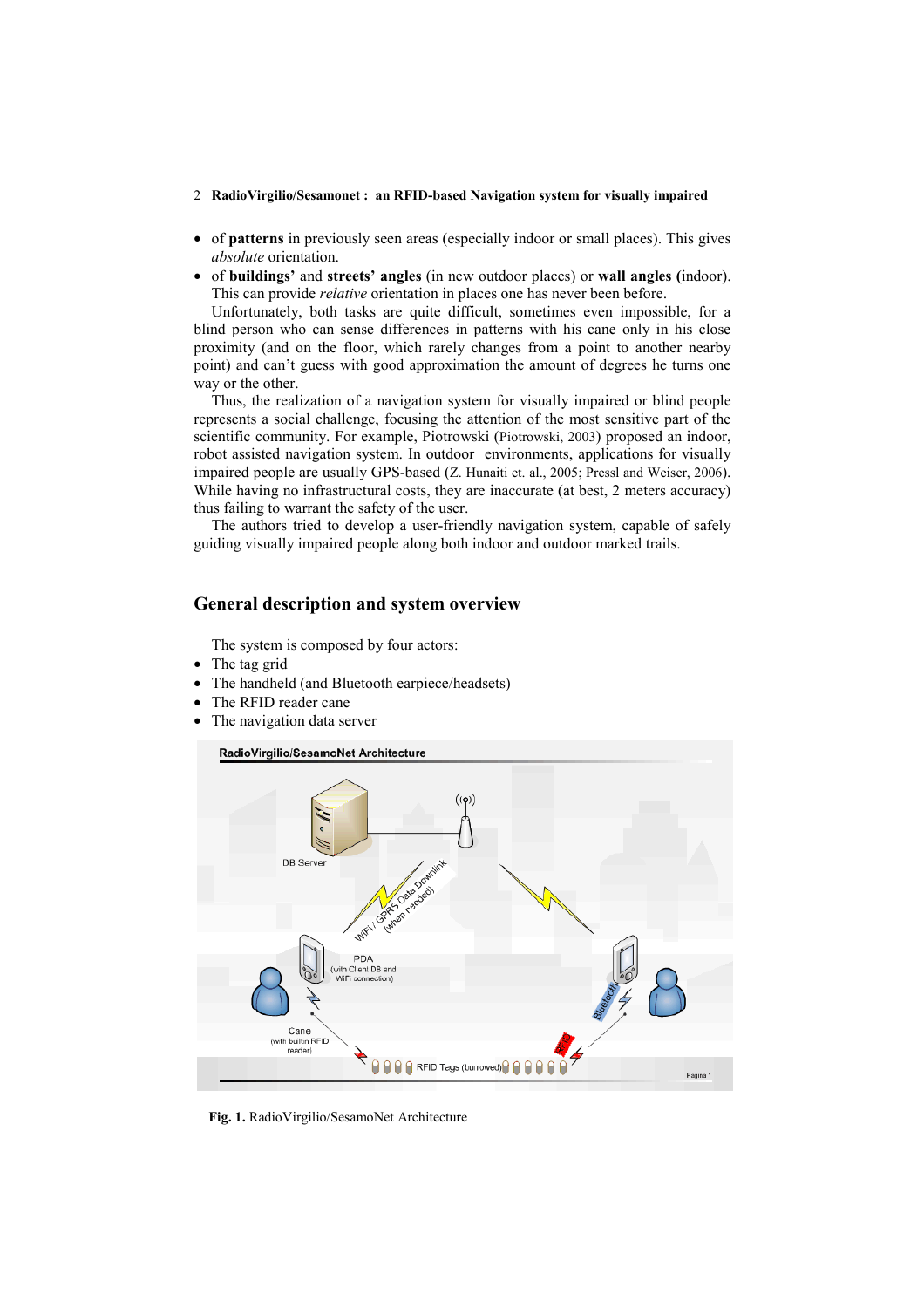- of **patterns** in previously seen areas (especially indoor or small places). This gives *absolute* orientation.
- of **buildings'** and **streets' angles** (in new outdoor places) or **wall angles (**indoor). This can provide *relative* orientation in places one has never been before.

Unfortunately, both tasks are quite difficult, sometimes even impossible, for a blind person who can sense differences in patterns with his cane only in his close proximity (and on the floor, which rarely changes from a point to another nearby point) and can't guess with good approximation the amount of degrees he turns one way or the other.

Thus, the realization of a navigation system for visually impaired or blind people represents a social challenge, focusing the attention of the most sensitive part of the scientific community. For example, Piotrowski (Piotrowski, 2003) proposed an indoor, robot assisted navigation system. In outdoor environments, applications for visually impaired people are usually GPS-based (Z. Hunaiti et. al., 2005; Pressl and Weiser, 2006). While having no infrastructural costs, they are inaccurate (at best, 2 meters accuracy) thus failing to warrant the safety of the user.

The authors tried to develop a user-friendly navigation system, capable of safely guiding visually impaired people along both indoor and outdoor marked trails.

## General description and system overview

The system is composed by four actors:

- The tag grid
- The handheld (and Bluetooth earpiece/headsets)
- The RFID reader cane
- The navigation data server

RadioVirgilio/SesamoNet Architecture

DB Server

WiFi / GPRS Data Downlink (when needed)

PDA (with Client DB and WiFi connection)

Cane (with builtin RFID reader)

Bluetooth

RFID Tags (burrowed)

Pagina 1

**Fig. 1.** RadioVirgilio/SesamoNet Architecture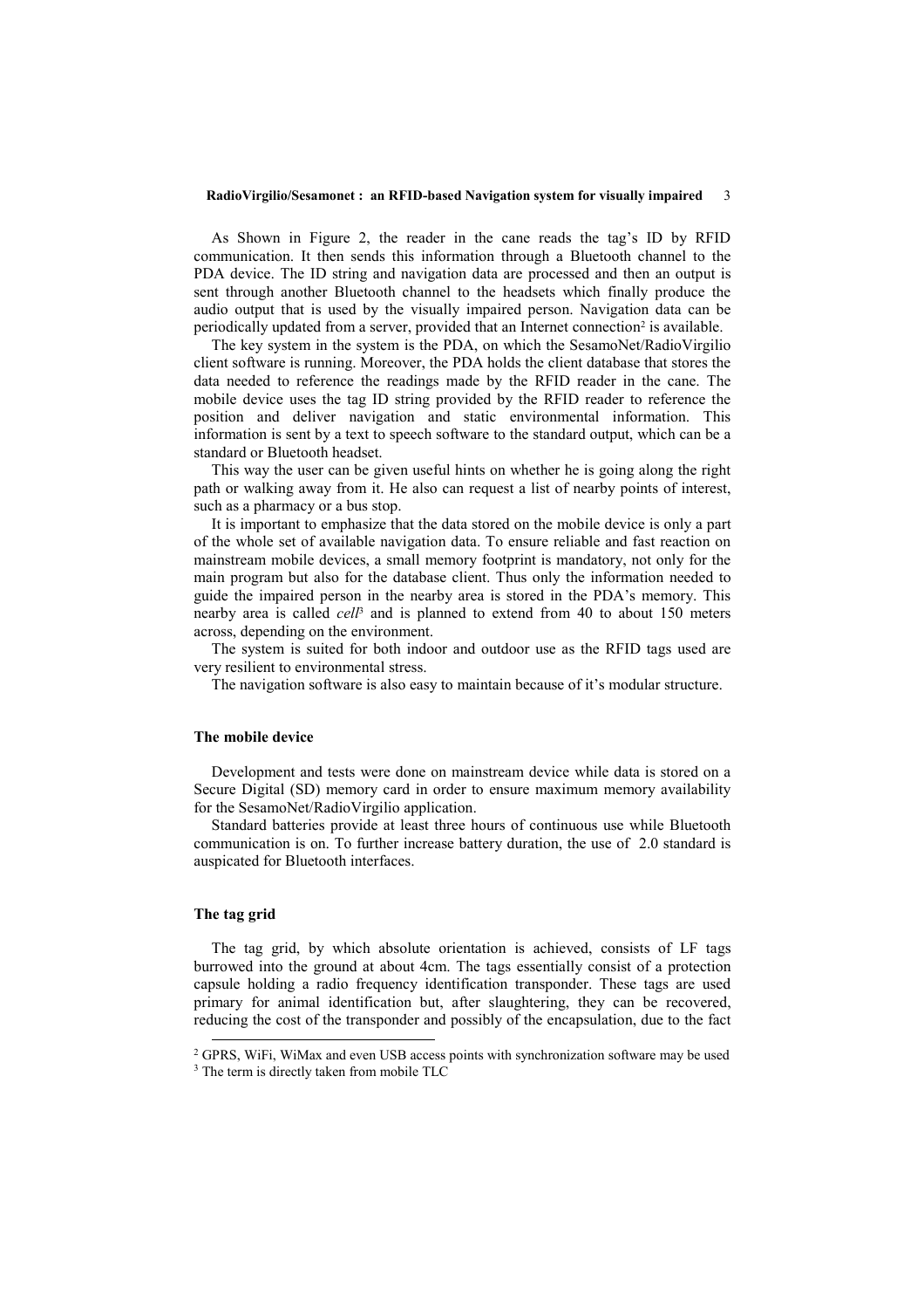As Shown in Figure 2, the reader in the cane reads the tag's ID by RFID communication. It then sends this information through a Bluetooth channel to the PDA device. The ID string and navigation data are processed and then an output is sent through another Bluetooth channel to the headsets which finally produce the audio output that is used by the visually impaired person. Navigation data can be periodically updated from a server, provided that an Internet connection[2] is available.

The key system in the system is the PDA, on which the SesamoNet/RadioVirgilio client software is running. Moreover, the PDA holds the client database that stores the data needed to reference the readings made by the RFID reader in the cane. The mobile device uses the tag ID string provided by the RFID reader to reference the position and deliver navigation and static environmental information. This information is sent by a text to speech software to the standard output, which can be a standard or Bluetooth headset.

This way the user can be given useful hints on whether he is going along the right path or walking away from it. He also can request a list of nearby points of interest, such as a pharmacy or a bus stop.

It is important to emphasize that the data stored on the mobile device is only a part of the whole set of available navigation data. To ensure reliable and fast reaction on mainstream mobile devices, a small memory footprint is mandatory, not only for the main program but also for the database client. Thus only the information needed to guide the impaired person in the nearby area is stored in the PDA's memory. This nearby area is called *cell*[3] and is planned to extend from 40 to about 150 meters across, depending on the environment.

The system is suited for both indoor and outdoor use as the RFID tags used are very resilient to environmental stress.

The navigation software is also easy to maintain because of it's modular structure.

## The mobile device

Development and tests were done on mainstream device while data is stored on a Secure Digital (SD) memory card in order to ensure maximum memory availability for the SesamoNet/RadioVirgilio application.

Standard batteries provide at least three hours of continuous use while Bluetooth communication is on. To further increase battery duration, the use of 2.0 standard is auspicated for Bluetooth interfaces.

## The tag grid

The tag grid, by which absolute orientation is achieved, consists of LF tags burrowed into the ground at about 4cm. The tags essentially consist of a protection capsule holding a radio frequency identification transponder. These tags are used primary for animal identification but, after slaughtering, they can be recovered, reducing the cost of the transponder and possibly of the encapsulation, due to the fact

[2] GPRS, WiFi, WiMax and even USB access points with synchronization software may be used

[3] The term is directly taken from mobile TLC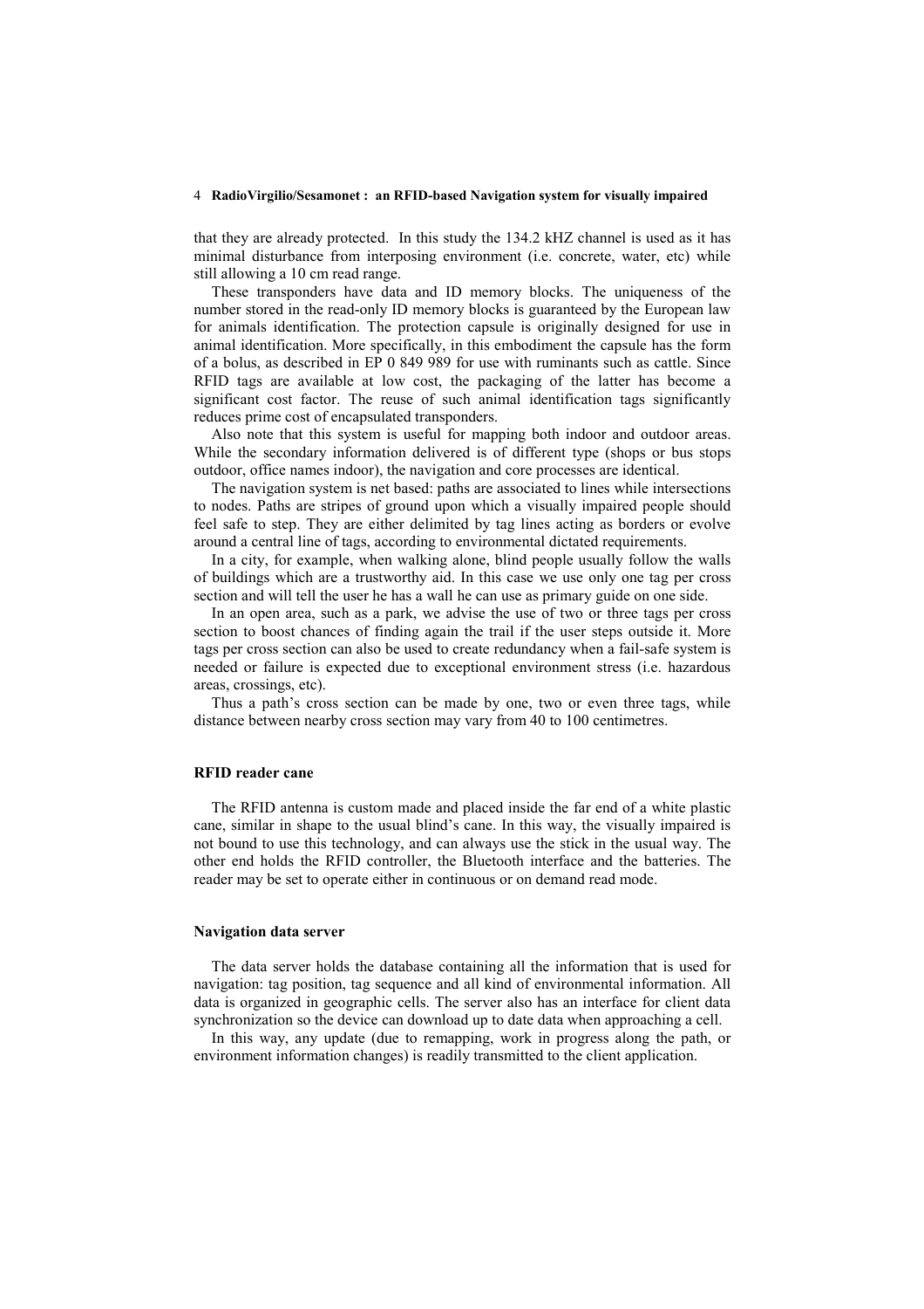that they are already protected. In this study the 134.2 kHZ channel is used as it has minimal disturbance from interposing environment (i.e. concrete, water, etc) while still allowing a 10 cm read range.

These transponders have data and ID memory blocks. The uniqueness of the number stored in the read-only ID memory blocks is guaranteed by the European law for animals identification. The protection capsule is originally designed for use in animal identification. More specifically, in this embodiment the capsule has the form of a bolus, as described in EP 0 849 989 for use with ruminants such as cattle. Since RFID tags are available at low cost, the packaging of the latter has become a significant cost factor. The reuse of such animal identification tags significantly reduces prime cost of encapsulated transponders.

Also note that this system is useful for mapping both indoor and outdoor areas. While the secondary information delivered is of different type (shops or bus stops outdoor, office names indoor), the navigation and core processes are identical.

The navigation system is net based: paths are associated to lines while intersections to nodes. Paths are stripes of ground upon which a visually impaired people should feel safe to step. They are either delimited by tag lines acting as borders or evolve around a central line of tags, according to environmental dictated requirements.

In a city, for example, when walking alone, blind people usually follow the walls of buildings which are a trustworthy aid. In this case we use only one tag per cross section and will tell the user he has a wall he can use as primary guide on one side.

In an open area, such as a park, we advise the use of two or three tags per cross section to boost chances of finding again the trail if the user steps outside it. More tags per cross section can also be used to create redundancy when a fail-safe system is needed or failure is expected due to exceptional environment stress (i.e. hazardous areas, crossings, etc).

Thus a path's cross section can be made by one, two or even three tags, while distance between nearby cross section may vary from 40 to 100 centimetres.

### RFID reader cane

The RFID antenna is custom made and placed inside the far end of a white plastic cane, similar in shape to the usual blind's cane. In this way, the visually impaired is not bound to use this technology, and can always use the stick in the usual way. The other end holds the RFID controller, the Bluetooth interface and the batteries. The reader may be set to operate either in continuous or on demand read mode.

### Navigation data server

The data server holds the database containing all the information that is used for navigation: tag position, tag sequence and all kind of environmental information. All data is organized in geographic cells. The server also has an interface for client data synchronization so the device can download up to date data when approaching a cell.

In this way, any update (due to remapping, work in progress along the path, or environment information changes) is readily transmitted to the client application.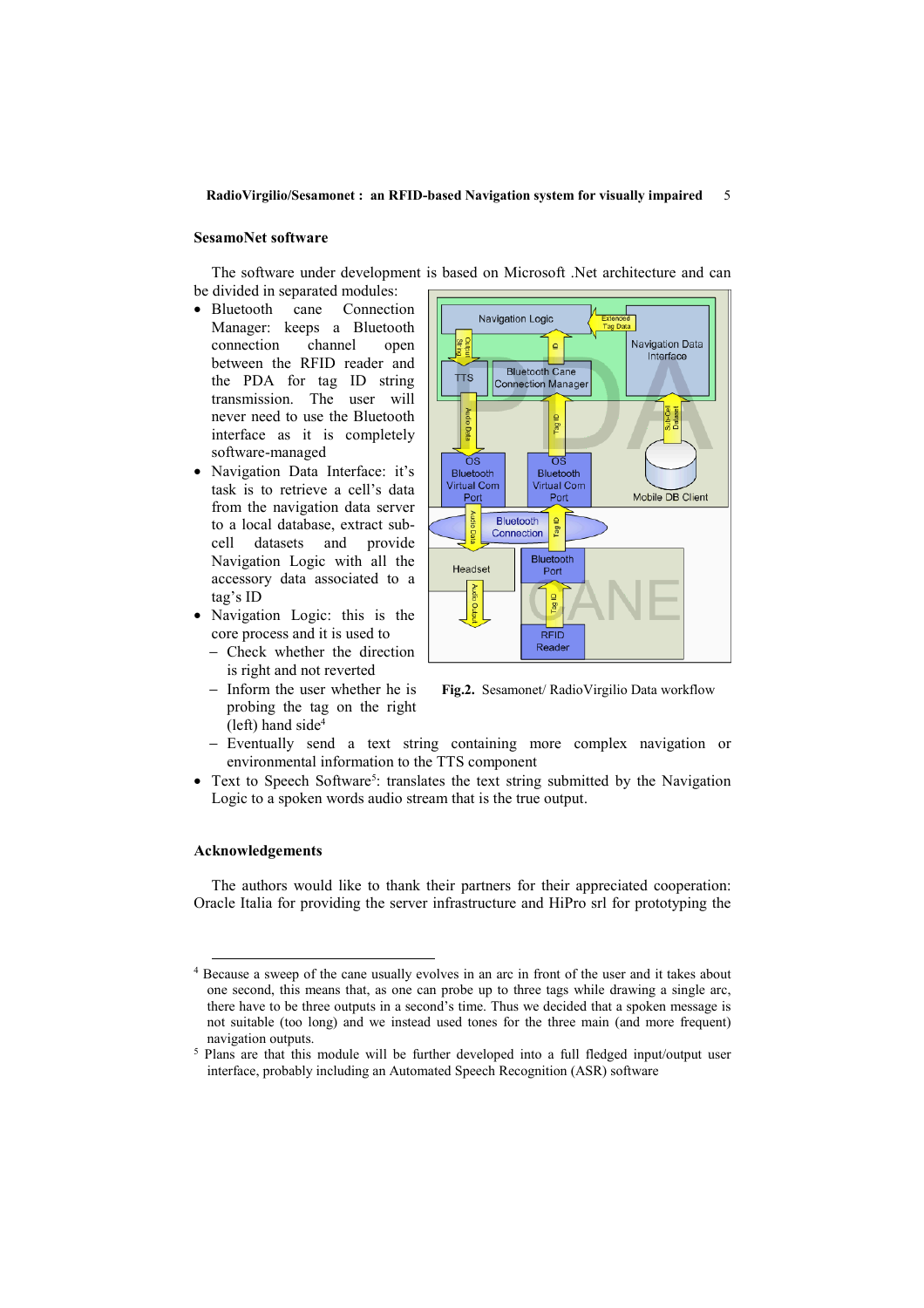### SesamoNet software

The software under development is based on Microsoft .Net architecture and can be divided in separated modules:

- Bluetooth cane Connection Manager: keeps a Bluetooth connection channel open between the RFID reader and the PDA for tag ID string transmission. The user will never need to use the Bluetooth interface as it is completely software-managed
- Navigation Data Interface: it's task is to retrieve a cell's data from the navigation data server to a local database, extract sub-cell datasets and provide Navigation Logic with all the accessory data associated to a tag's ID
- Navigation Logic: this is the core process and it is used to
  - Check whether the direction is right and not reverted
  - Inform the user whether he is probing the tag on the right (left) hand side[4]
  - Eventually send a text string containing more complex navigation or environmental information to the TTS component
- Text to Speech Software[5]: translates the text string submitted by the Navigation Logic to a spoken words audio stream that is the true output.

Navigation Logic
Extended Tag Data
Output String
ID
Navigation Data Interface
TTS
Bluetooth Cane Connection Manager
Audio Data
Tag ID
Sub-Cell Dataset
PDA
OS Bluetooth Virtual Com Port
OS Bluetooth Virtual Com Port
Mobile DB Client
Audio Data
Bluetooth Connection
Tag ID
Headset
Bluetooth Port
Audio Output
Tag ID
CANE
RFID Reader

**Fig.2.** Sesamonet/ RadioVirgilio Data workflow

### Acknowledgements

The authors would like to thank their partners for their appreciated cooperation: Oracle Italia for providing the server infrastructure and HiPro srl for prototyping the

---

[4] Because a sweep of the cane usually evolves in an arc in front of the user and it takes about one second, this means that, as one can probe up to three tags while drawing a single arc, there have to be three outputs in a second's time. Thus we decided that a spoken message is not suitable (too long) and we instead used tones for the three main (and more frequent) navigation outputs.

[5] Plans are that this module will be further developed into a full fledged input/output user interface, probably including an Automated Speech Recognition (ASR) software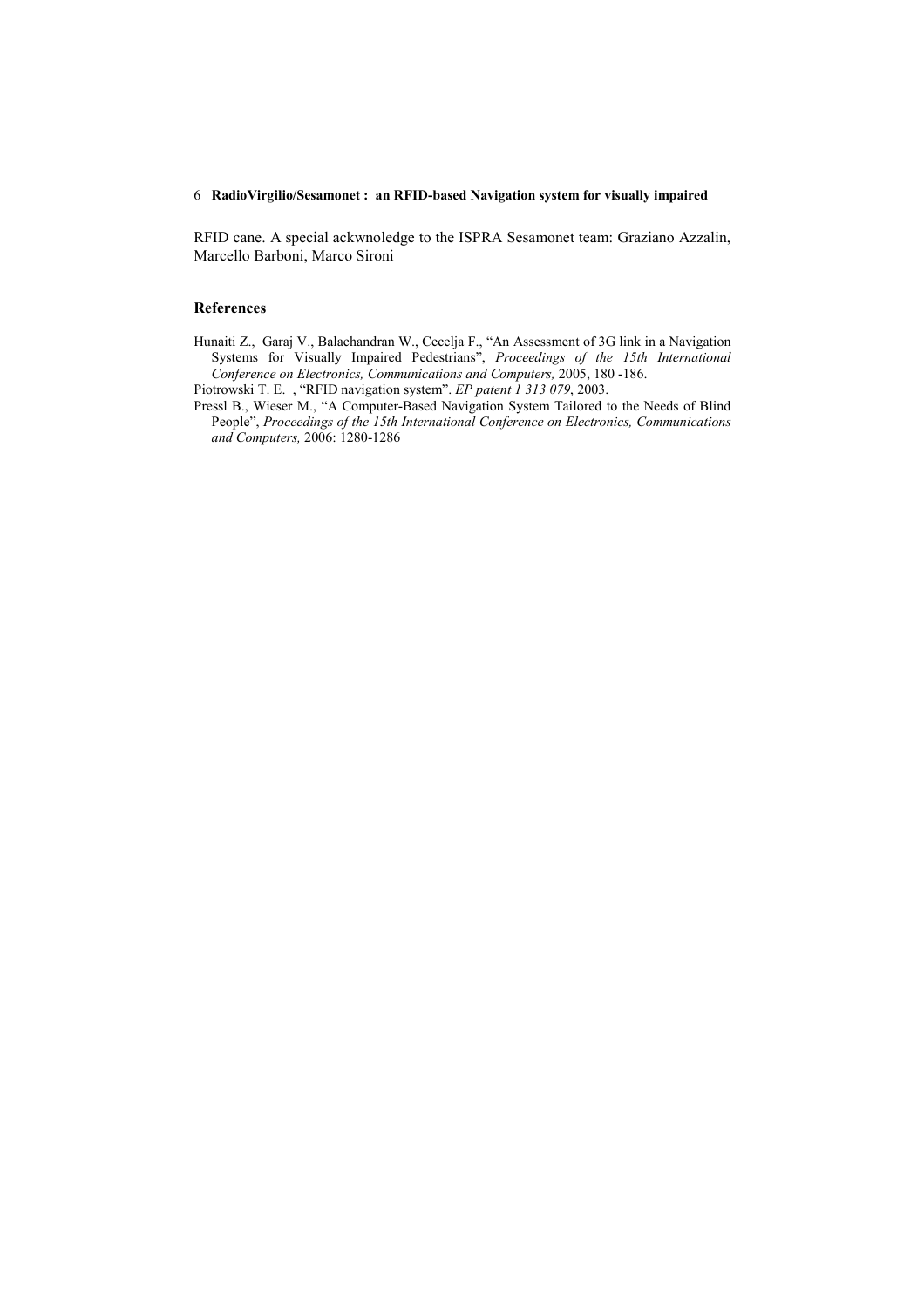RFID cane. A special ackwnoledge to the ISPRA Sesamonet team: Graziano Azzalin, Marcello Barboni, Marco Sironi

## References

Hunaiti Z., Garaj V., Balachandran W., Cecelja F., "An Assessment of 3G link in a Navigation Systems for Visually Impaired Pedestrians", *Proceedings of the 15th International Conference on Electronics, Communications and Computers,* 2005, 180 -186.

Piotrowski T. E. , "RFID navigation system". *EP patent 1 313 079*, 2003.

Pressl B., Wieser M., "A Computer-Based Navigation System Tailored to the Needs of Blind People", *Proceedings of the 15th International Conference on Electronics, Communications and Computers,* 2006: 1280-1286